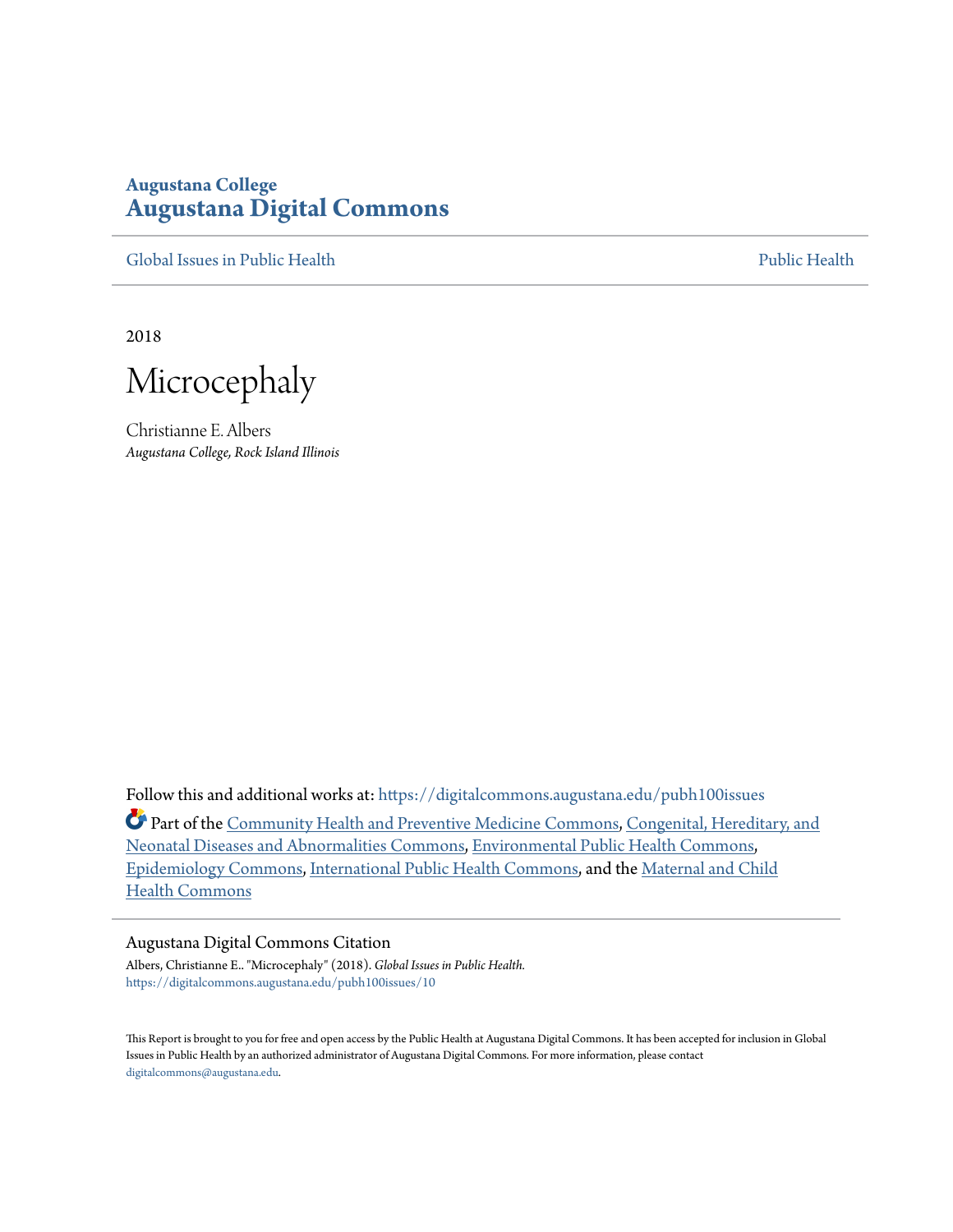**Augustana College**
# Augustana Digital Commons

Global Issues in Public Health | Public Health

2018

# Microcephaly

Christianne E. Albers
*Augustana College, Rock Island Illinois*

Follow this and additional works at: https://digitalcommons.augustana.edu/pubh100issues

Part of the Community Health and Preventive Medicine Commons, Congenital, Hereditary, and Neonatal Diseases and Abnormalities Commons, Environmental Public Health Commons, Epidemiology Commons, International Public Health Commons, and the Maternal and Child Health Commons

## Augustana Digital Commons Citation

Albers, Christianne E.. "Microcephaly" (2018). *Global Issues in Public Health.*
https://digitalcommons.augustana.edu/pubh100issues/10

This Report is brought to you for free and open access by the Public Health at Augustana Digital Commons. It has been accepted for inclusion in Global Issues in Public Health by an authorized administrator of Augustana Digital Commons. For more information, please contact digitalcommons@augustana.edu.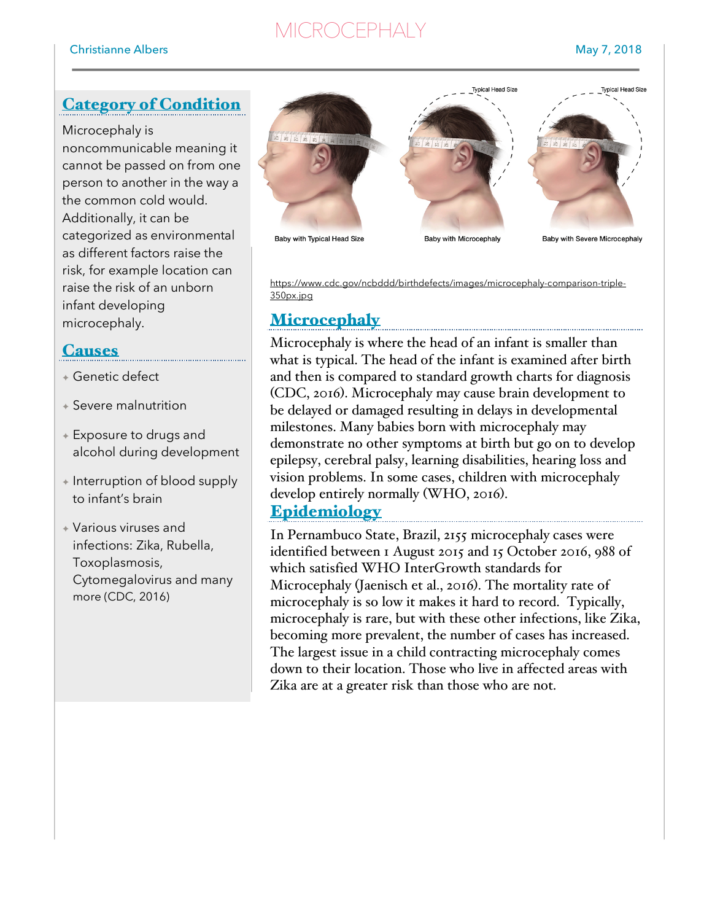# MICROCEPHALY

Christianne Albers

May 7, 2018

## Category of Condition

Microcephaly is noncommunicable meaning it cannot be passed on from one person to another in the way a the common cold would. Additionally, it can be categorized as environmental as different factors raise the risk, for example location can raise the risk of an unborn infant developing microcephaly.

## Causes

- Genetic defect
- Severe malnutrition
- Exposure to drugs and alcohol during development
- Interruption of blood supply to infant's brain
- Various viruses and infections: Zika, Rubella, Toxoplasmosis, Cytomegalovirus and many more (CDC, 2016)

Typical Head Size | Typical Head Size

Baby with Typical Head Size | Baby with Microcephaly | Baby with Severe Microcephaly

https://www.cdc.gov/ncbddd/birthdefects/images/microcephaly-comparison-triple-350px.jpg

## Microcephaly

Microcephaly is where the head of an infant is smaller than what is typical. The head of the infant is examined after birth and then is compared to standard growth charts for diagnosis (CDC, 2016). Microcephaly may cause brain development to be delayed or damaged resulting in delays in developmental milestones. Many babies born with microcephaly may demonstrate no other symptoms at birth but go on to develop epilepsy, cerebral palsy, learning disabilities, hearing loss and vision problems. In some cases, children with microcephaly develop entirely normally (WHO, 2016).

## Epidemiology

In Pernambuco State, Brazil, 2155 microcephaly cases were identified between 1 August 2015 and 15 October 2016, 988 of which satisfied WHO InterGrowth standards for Microcephaly (Jaenisch et al., 2016). The mortality rate of microcephaly is so low it makes it hard to record. Typically, microcephaly is rare, but with these other infections, like Zika, becoming more prevalent, the number of cases has increased. The largest issue in a child contracting microcephaly comes down to their location. Those who live in affected areas with Zika are at a greater risk than those who are not.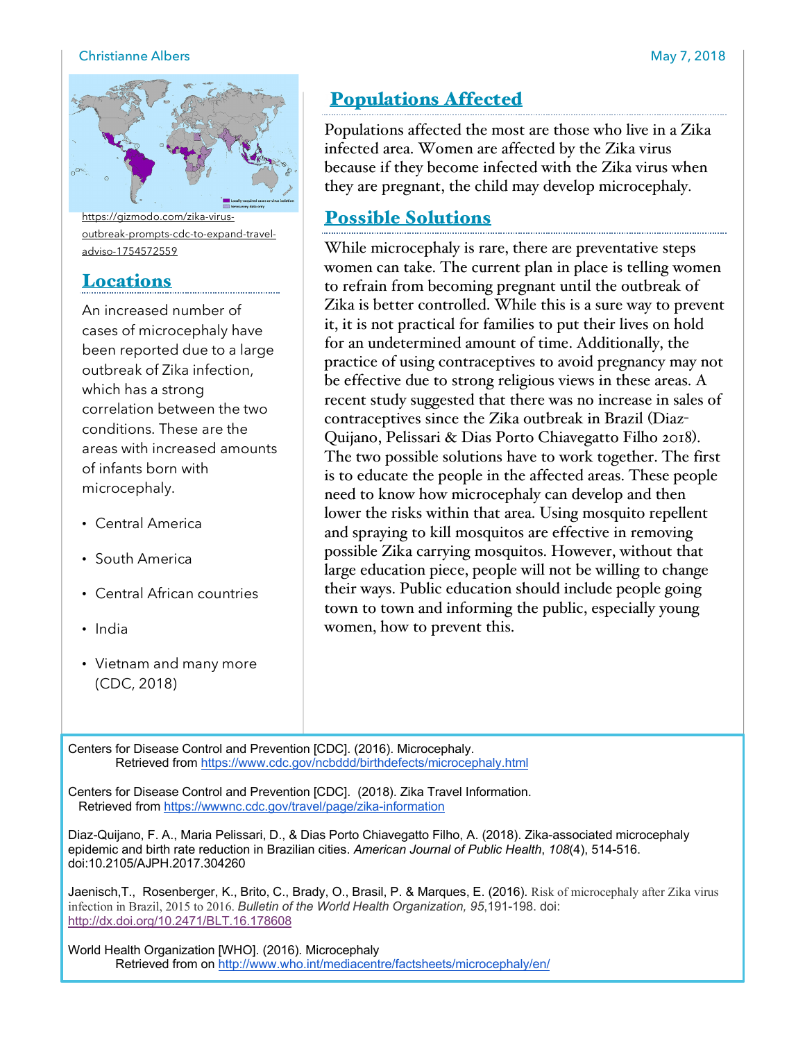https://gizmodo.com/zika-virus-outbreak-prompts-cdc-to-expand-travel-adviso-1754572559

## Locations

An increased number of cases of microcephaly have been reported due to a large outbreak of Zika infection, which has a strong correlation between the two conditions. These are the areas with increased amounts of infants born with microcephaly.

- Central America
- South America
- Central African countries
- India
- Vietnam and many more (CDC, 2018)

## Populations Affected

Populations affected the most are those who live in a Zika infected area. Women are affected by the Zika virus because if they become infected with the Zika virus when they are pregnant, the child may develop microcephaly.

## Possible Solutions

While microcephaly is rare, there are preventative steps women can take. The current plan in place is telling women to refrain from becoming pregnant until the outbreak of Zika is better controlled. While this is a sure way to prevent it, it is not practical for families to put their lives on hold for an undetermined amount of time. Additionally, the practice of using contraceptives to avoid pregnancy may not be effective due to strong religious views in these areas. A recent study suggested that there was no increase in sales of contraceptives since the Zika outbreak in Brazil (Diaz-Quijano, Pelissari & Dias Porto Chiavegatto Filho 2018). The two possible solutions have to work together. The first is to educate the people in the affected areas. These people need to know how microcephaly can develop and then lower the risks within that area. Using mosquito repellent and spraying to kill mosquitos are effective in removing possible Zika carrying mosquitos. However, without that large education piece, people will not be willing to change their ways. Public education should include people going town to town and informing the public, especially young women, how to prevent this.

Centers for Disease Control and Prevention [CDC]. (2016). Microcephaly. Retrieved from https://www.cdc.gov/ncbddd/birthdefects/microcephaly.html

Centers for Disease Control and Prevention [CDC]. (2018). Zika Travel Information. Retrieved from https://wwwnc.cdc.gov/travel/page/zika-information

Diaz-Quijano, F. A., Maria Pelissari, D., & Dias Porto Chiavegatto Filho, A. (2018). Zika-associated microcephaly epidemic and birth rate reduction in Brazilian cities. *American Journal of Public Health*, *108*(4), 514-516. doi:10.2105/AJPH.2017.304260

Jaenisch,T., Rosenberger, K., Brito, C., Brady, O., Brasil, P. & Marques, E. (2016). Risk of microcephaly after Zika virus infection in Brazil, 2015 to 2016. *Bulletin of the World Health Organization, 95*,191-198. doi: http://dx.doi.org/10.2471/BLT.16.178608

World Health Organization [WHO]. (2016). Microcephaly Retrieved from on http://www.who.int/mediacentre/factsheets/microcephaly/en/